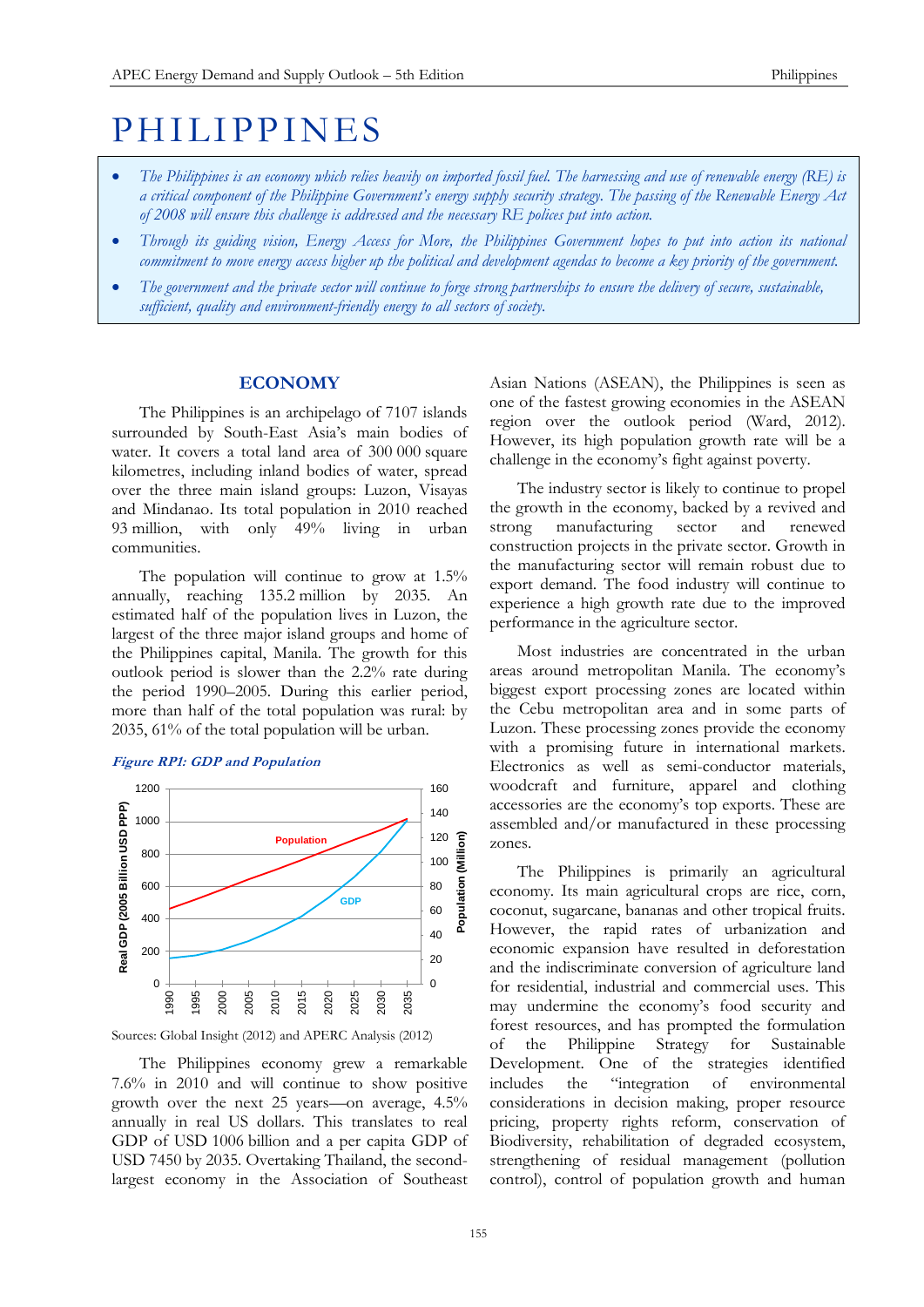// PHILIPPINES

- *The Philippines is an economy which relies heavily on imported fossil fuel. The harnessing and use of renewable energy (RE) is a critical component of the Philippine Government's energy supply security strategy. The passing of the Renewable Energy Act of 2008 will ensure this challenge is addressed and the necessary RE polices put into action.*
- *Through its guiding vision, Energy Access for More, the Philippines Government hopes to put into action its national commitment to move energy access higher up the political and development agendas to become a key priority of the government.*
- *The government and the private sector will continue to forge strong partnerships to ensure the delivery of secure, sustainable, sufficient, quality and environment-friendly energy to all sectors of society.*

## ECONOMY

The Philippines is an archipelago of 7107 islands surrounded by South-East Asia's main bodies of water. It covers a total land area of 300 000 square kilometres, including inland bodies of water, spread over the three main island groups: Luzon, Visayas and Mindanao. Its total population in 2010 reached 93 million, with only 49% living in urban communities.

The population will continue to grow at 1.5% annually, reaching 135.2 million by 2035. An estimated half of the population lives in Luzon, the largest of the three major island groups and home of the Philippines capital, Manila. The growth for this outlook period is slower than the 2.2% rate during the period 1990–2005. During this earlier period, more than half of the total population was rural: by 2035, 61% of the total population will be urban.

***Figure RP1: GDP and Population***

Sources: Global Insight (2012) and APERC Analysis (2012)

The Philippines economy grew a remarkable 7.6% in 2010 and will continue to show positive growth over the next 25 years—on average, 4.5% annually in real US dollars. This translates to real GDP of USD 1006 billion and a per capita GDP of USD 7450 by 2035. Overtaking Thailand, the second-largest economy in the Association of Southeast Asian Nations (ASEAN), the Philippines is seen as one of the fastest growing economies in the ASEAN region over the outlook period (Ward, 2012). However, its high population growth rate will be a challenge in the economy's fight against poverty.

The industry sector is likely to continue to propel the growth in the economy, backed by a revived and strong manufacturing sector and renewed construction projects in the private sector. Growth in the manufacturing sector will remain robust due to export demand. The food industry will continue to experience a high growth rate due to the improved performance in the agriculture sector.

Most industries are concentrated in the urban areas around metropolitan Manila. The economy's biggest export processing zones are located within the Cebu metropolitan area and in some parts of Luzon. These processing zones provide the economy with a promising future in international markets. Electronics as well as semi-conductor materials, woodcraft and furniture, apparel and clothing accessories are the economy's top exports. These are assembled and/or manufactured in these processing zones.

The Philippines is primarily an agricultural economy. Its main agricultural crops are rice, corn, coconut, sugarcane, bananas and other tropical fruits. However, the rapid rates of urbanization and economic expansion have resulted in deforestation and the indiscriminate conversion of agriculture land for residential, industrial and commercial uses. This may undermine the economy's food security and forest resources, and has prompted the formulation of the Philippine Strategy for Sustainable Development. One of the strategies identified includes the "integration of environmental considerations in decision making, proper resource pricing, property rights reform, conservation of Biodiversity, rehabilitation of degraded ecosystem, strengthening of residual management (pollution control), control of population growth and human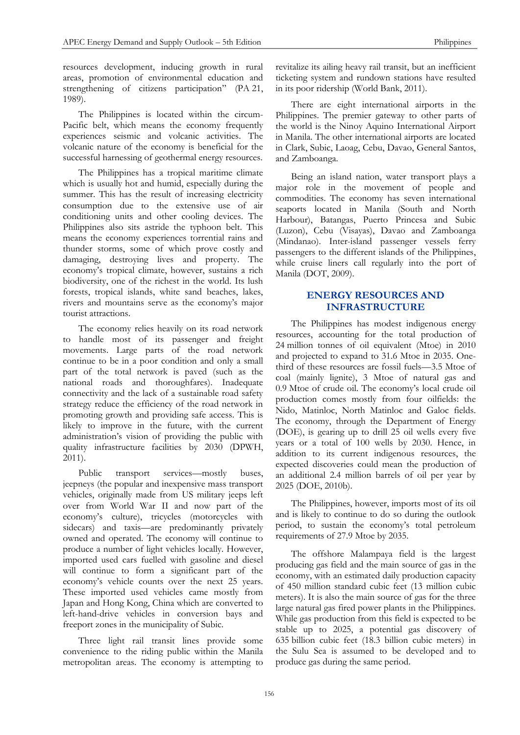resources development, inducing growth in rural areas, promotion of environmental education and strengthening of citizens participation" (PA 21, 1989).

The Philippines is located within the circum-Pacific belt, which means the economy frequently experiences seismic and volcanic activities. The volcanic nature of the economy is beneficial for the successful harnessing of geothermal energy resources.

The Philippines has a tropical maritime climate which is usually hot and humid, especially during the summer. This has the result of increasing electricity consumption due to the extensive use of air conditioning units and other cooling devices. The Philippines also sits astride the typhoon belt. This means the economy experiences torrential rains and thunder storms, some of which prove costly and damaging, destroying lives and property. The economy's tropical climate, however, sustains a rich biodiversity, one of the richest in the world. Its lush forests, tropical islands, white sand beaches, lakes, rivers and mountains serve as the economy's major tourist attractions.

The economy relies heavily on its road network to handle most of its passenger and freight movements. Large parts of the road network continue to be in a poor condition and only a small part of the total network is paved (such as the national roads and thoroughfares). Inadequate connectivity and the lack of a sustainable road safety strategy reduce the efficiency of the road network in promoting growth and providing safe access. This is likely to improve in the future, with the current administration's vision of providing the public with quality infrastructure facilities by 2030 (DPWH, 2011).

Public transport services—mostly buses, jeepneys (the popular and inexpensive mass transport vehicles, originally made from US military jeeps left over from World War II and now part of the economy's culture), tricycles (motorcycles with sidecars) and taxis—are predominantly privately owned and operated. The economy will continue to produce a number of light vehicles locally. However, imported used cars fuelled with gasoline and diesel will continue to form a significant part of the economy's vehicle counts over the next 25 years. These imported used vehicles came mostly from Japan and Hong Kong, China which are converted to left-hand-drive vehicles in conversion bays and freeport zones in the municipality of Subic.

Three light rail transit lines provide some convenience to the riding public within the Manila metropolitan areas. The economy is attempting to revitalize its ailing heavy rail transit, but an inefficient ticketing system and rundown stations have resulted in its poor ridership (World Bank, 2011).

There are eight international airports in the Philippines. The premier gateway to other parts of the world is the Ninoy Aquino International Airport in Manila. The other international airports are located in Clark, Subic, Laoag, Cebu, Davao, General Santos, and Zamboanga.

Being an island nation, water transport plays a major role in the movement of people and commodities. The economy has seven international seaports located in Manila (South and North Harbour), Batangas, Puerto Princesa and Subic (Luzon), Cebu (Visayas), Davao and Zamboanga (Mindanao). Inter-island passenger vessels ferry passengers to the different islands of the Philippines, while cruise liners call regularly into the port of Manila (DOT, 2009).

## ENERGY RESOURCES AND INFRASTRUCTURE

The Philippines has modest indigenous energy resources, accounting for the total production of 24 million tonnes of oil equivalent (Mtoe) in 2010 and projected to expand to 31.6 Mtoe in 2035. One-third of these resources are fossil fuels—3.5 Mtoe of coal (mainly lignite), 3 Mtoe of natural gas and 0.9 Mtoe of crude oil. The economy's local crude oil production comes mostly from four oilfields: the Nido, Matinloc, North Matinloc and Galoc fields. The economy, through the Department of Energy (DOE), is gearing up to drill 25 oil wells every five years or a total of 100 wells by 2030. Hence, in addition to its current indigenous resources, the expected discoveries could mean the production of an additional 2.4 million barrels of oil per year by 2025 (DOE, 2010b).

The Philippines, however, imports most of its oil and is likely to continue to do so during the outlook period, to sustain the economy's total petroleum requirements of 27.9 Mtoe by 2035.

The offshore Malampaya field is the largest producing gas field and the main source of gas in the economy, with an estimated daily production capacity of 450 million standard cubic feet (13 million cubic meters). It is also the main source of gas for the three large natural gas fired power plants in the Philippines. While gas production from this field is expected to be stable up to 2025, a potential gas discovery of 635 billion cubic feet (18.3 billion cubic meters) in the Sulu Sea is assumed to be developed and to produce gas during the same period.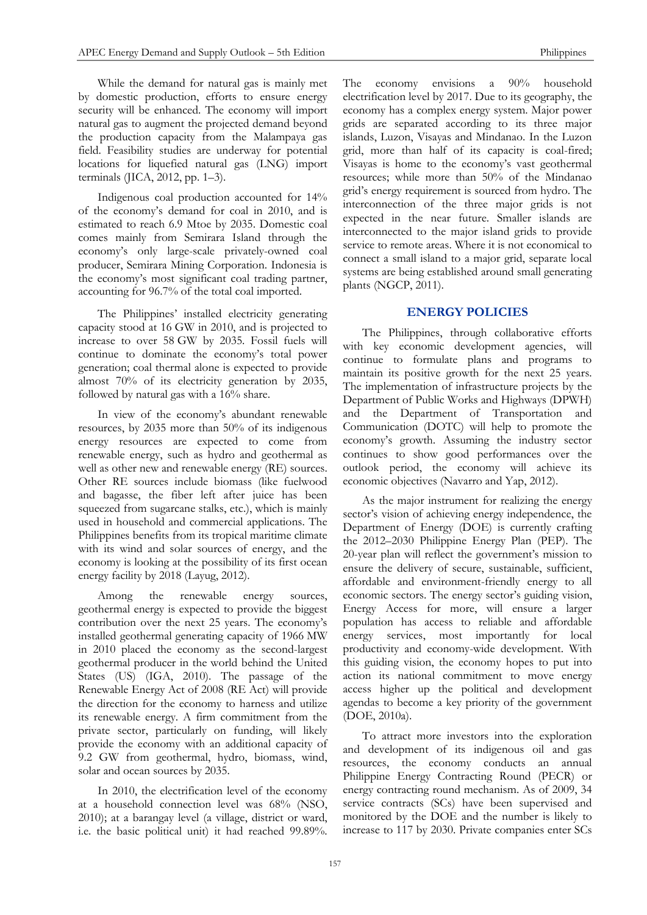While the demand for natural gas is mainly met by domestic production, efforts to ensure energy security will be enhanced. The economy will import natural gas to augment the projected demand beyond the production capacity from the Malampaya gas field. Feasibility studies are underway for potential locations for liquefied natural gas (LNG) import terminals (JICA, 2012, pp. 1–3).

Indigenous coal production accounted for 14% of the economy's demand for coal in 2010, and is estimated to reach 6.9 Mtoe by 2035. Domestic coal comes mainly from Semirara Island through the economy's only large-scale privately-owned coal producer, Semirara Mining Corporation. Indonesia is the economy's most significant coal trading partner, accounting for 96.7% of the total coal imported.

The Philippines' installed electricity generating capacity stood at 16 GW in 2010, and is projected to increase to over 58 GW by 2035. Fossil fuels will continue to dominate the economy's total power generation; coal thermal alone is expected to provide almost 70% of its electricity generation by 2035, followed by natural gas with a 16% share.

In view of the economy's abundant renewable resources, by 2035 more than 50% of its indigenous energy resources are expected to come from renewable energy, such as hydro and geothermal as well as other new and renewable energy (RE) sources. Other RE sources include biomass (like fuelwood and bagasse, the fiber left after juice has been squeezed from sugarcane stalks, etc.), which is mainly used in household and commercial applications. The Philippines benefits from its tropical maritime climate with its wind and solar sources of energy, and the economy is looking at the possibility of its first ocean energy facility by 2018 (Layug, 2012).

Among the renewable energy sources, geothermal energy is expected to provide the biggest contribution over the next 25 years. The economy's installed geothermal generating capacity of 1966 MW in 2010 placed the economy as the second-largest geothermal producer in the world behind the United States (US) (IGA, 2010). The passage of the Renewable Energy Act of 2008 (RE Act) will provide the direction for the economy to harness and utilize its renewable energy. A firm commitment from the private sector, particularly on funding, will likely provide the economy with an additional capacity of 9.2 GW from geothermal, hydro, biomass, wind, solar and ocean sources by 2035.

In 2010, the electrification level of the economy at a household connection level was 68% (NSO, 2010); at a barangay level (a village, district or ward, i.e. the basic political unit) it had reached 99.89%. The economy envisions a 90% household electrification level by 2017. Due to its geography, the economy has a complex energy system. Major power grids are separated according to its three major islands, Luzon, Visayas and Mindanao. In the Luzon grid, more than half of its capacity is coal-fired; Visayas is home to the economy's vast geothermal resources; while more than 50% of the Mindanao grid's energy requirement is sourced from hydro. The interconnection of the three major grids is not expected in the near future. Smaller islands are interconnected to the major island grids to provide service to remote areas. Where it is not economical to connect a small island to a major grid, separate local systems are being established around small generating plants (NGCP, 2011).

## ENERGY POLICIES

The Philippines, through collaborative efforts with key economic development agencies, will continue to formulate plans and programs to maintain its positive growth for the next 25 years. The implementation of infrastructure projects by the Department of Public Works and Highways (DPWH) and the Department of Transportation and Communication (DOTC) will help to promote the economy's growth. Assuming the industry sector continues to show good performances over the outlook period, the economy will achieve its economic objectives (Navarro and Yap, 2012).

As the major instrument for realizing the energy sector's vision of achieving energy independence, the Department of Energy (DOE) is currently crafting the 2012–2030 Philippine Energy Plan (PEP). The 20-year plan will reflect the government's mission to ensure the delivery of secure, sustainable, sufficient, affordable and environment-friendly energy to all economic sectors. The energy sector's guiding vision, Energy Access for more, will ensure a larger population has access to reliable and affordable energy services, most importantly for local productivity and economy-wide development. With this guiding vision, the economy hopes to put into action its national commitment to move energy access higher up the political and development agendas to become a key priority of the government (DOE, 2010a).

To attract more investors into the exploration and development of its indigenous oil and gas resources, the economy conducts an annual Philippine Energy Contracting Round (PECR) or energy contracting round mechanism. As of 2009, 34 service contracts (SCs) have been supervised and monitored by the DOE and the number is likely to increase to 117 by 2030. Private companies enter SCs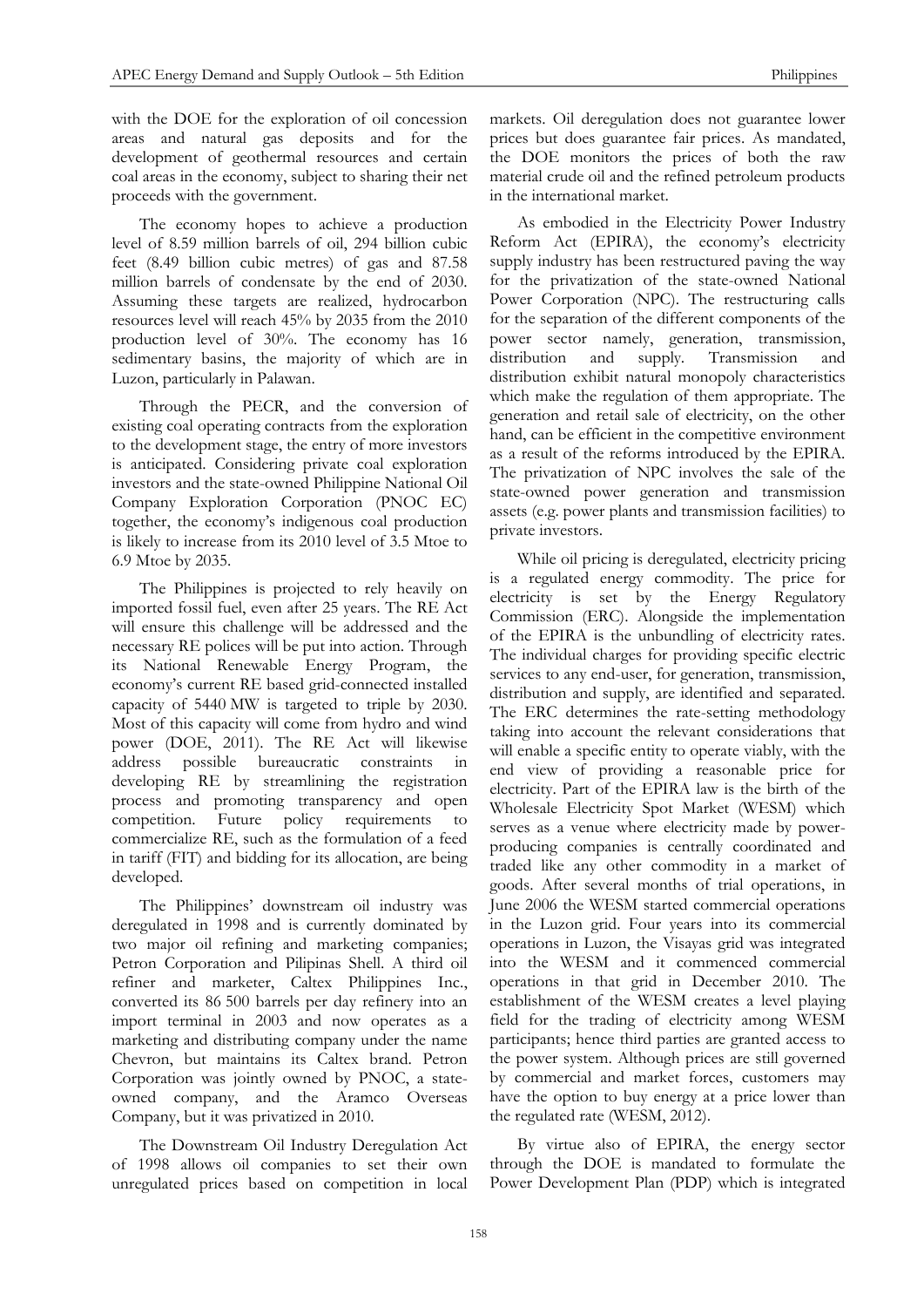with the DOE for the exploration of oil concession areas and natural gas deposits and for the development of geothermal resources and certain coal areas in the economy, subject to sharing their net proceeds with the government.

The economy hopes to achieve a production level of 8.59 million barrels of oil, 294 billion cubic feet (8.49 billion cubic metres) of gas and 87.58 million barrels of condensate by the end of 2030. Assuming these targets are realized, hydrocarbon resources level will reach 45% by 2035 from the 2010 production level of 30%. The economy has 16 sedimentary basins, the majority of which are in Luzon, particularly in Palawan.

Through the PECR, and the conversion of existing coal operating contracts from the exploration to the development stage, the entry of more investors is anticipated. Considering private coal exploration investors and the state-owned Philippine National Oil Company Exploration Corporation (PNOC EC) together, the economy's indigenous coal production is likely to increase from its 2010 level of 3.5 Mtoe to 6.9 Mtoe by 2035.

The Philippines is projected to rely heavily on imported fossil fuel, even after 25 years. The RE Act will ensure this challenge will be addressed and the necessary RE polices will be put into action. Through its National Renewable Energy Program, the economy's current RE based grid-connected installed capacity of 5440 MW is targeted to triple by 2030. Most of this capacity will come from hydro and wind power (DOE, 2011). The RE Act will likewise address possible bureaucratic constraints in developing RE by streamlining the registration process and promoting transparency and open competition. Future policy requirements to commercialize RE, such as the formulation of a feed in tariff (FIT) and bidding for its allocation, are being developed.

The Philippines' downstream oil industry was deregulated in 1998 and is currently dominated by two major oil refining and marketing companies; Petron Corporation and Pilipinas Shell. A third oil refiner and marketer, Caltex Philippines Inc., converted its 86 500 barrels per day refinery into an import terminal in 2003 and now operates as a marketing and distributing company under the name Chevron, but maintains its Caltex brand. Petron Corporation was jointly owned by PNOC, a state-owned company, and the Aramco Overseas Company, but it was privatized in 2010.

The Downstream Oil Industry Deregulation Act of 1998 allows oil companies to set their own unregulated prices based on competition in local markets. Oil deregulation does not guarantee lower prices but does guarantee fair prices. As mandated, the DOE monitors the prices of both the raw material crude oil and the refined petroleum products in the international market.

As embodied in the Electricity Power Industry Reform Act (EPIRA), the economy's electricity supply industry has been restructured paving the way for the privatization of the state-owned National Power Corporation (NPC). The restructuring calls for the separation of the different components of the power sector namely, generation, transmission, distribution and supply. Transmission and distribution exhibit natural monopoly characteristics which make the regulation of them appropriate. The generation and retail sale of electricity, on the other hand, can be efficient in the competitive environment as a result of the reforms introduced by the EPIRA. The privatization of NPC involves the sale of the state-owned power generation and transmission assets (e.g. power plants and transmission facilities) to private investors.

While oil pricing is deregulated, electricity pricing is a regulated energy commodity. The price for electricity is set by the Energy Regulatory Commission (ERC). Alongside the implementation of the EPIRA is the unbundling of electricity rates. The individual charges for providing specific electric services to any end-user, for generation, transmission, distribution and supply, are identified and separated. The ERC determines the rate-setting methodology taking into account the relevant considerations that will enable a specific entity to operate viably, with the end view of providing a reasonable price for electricity. Part of the EPIRA law is the birth of the Wholesale Electricity Spot Market (WESM) which serves as a venue where electricity made by power-producing companies is centrally coordinated and traded like any other commodity in a market of goods. After several months of trial operations, in June 2006 the WESM started commercial operations in the Luzon grid. Four years into its commercial operations in Luzon, the Visayas grid was integrated into the WESM and it commenced commercial operations in that grid in December 2010. The establishment of the WESM creates a level playing field for the trading of electricity among WESM participants; hence third parties are granted access to the power system. Although prices are still governed by commercial and market forces, customers may have the option to buy energy at a price lower than the regulated rate (WESM, 2012).

By virtue also of EPIRA, the energy sector through the DOE is mandated to formulate the Power Development Plan (PDP) which is integrated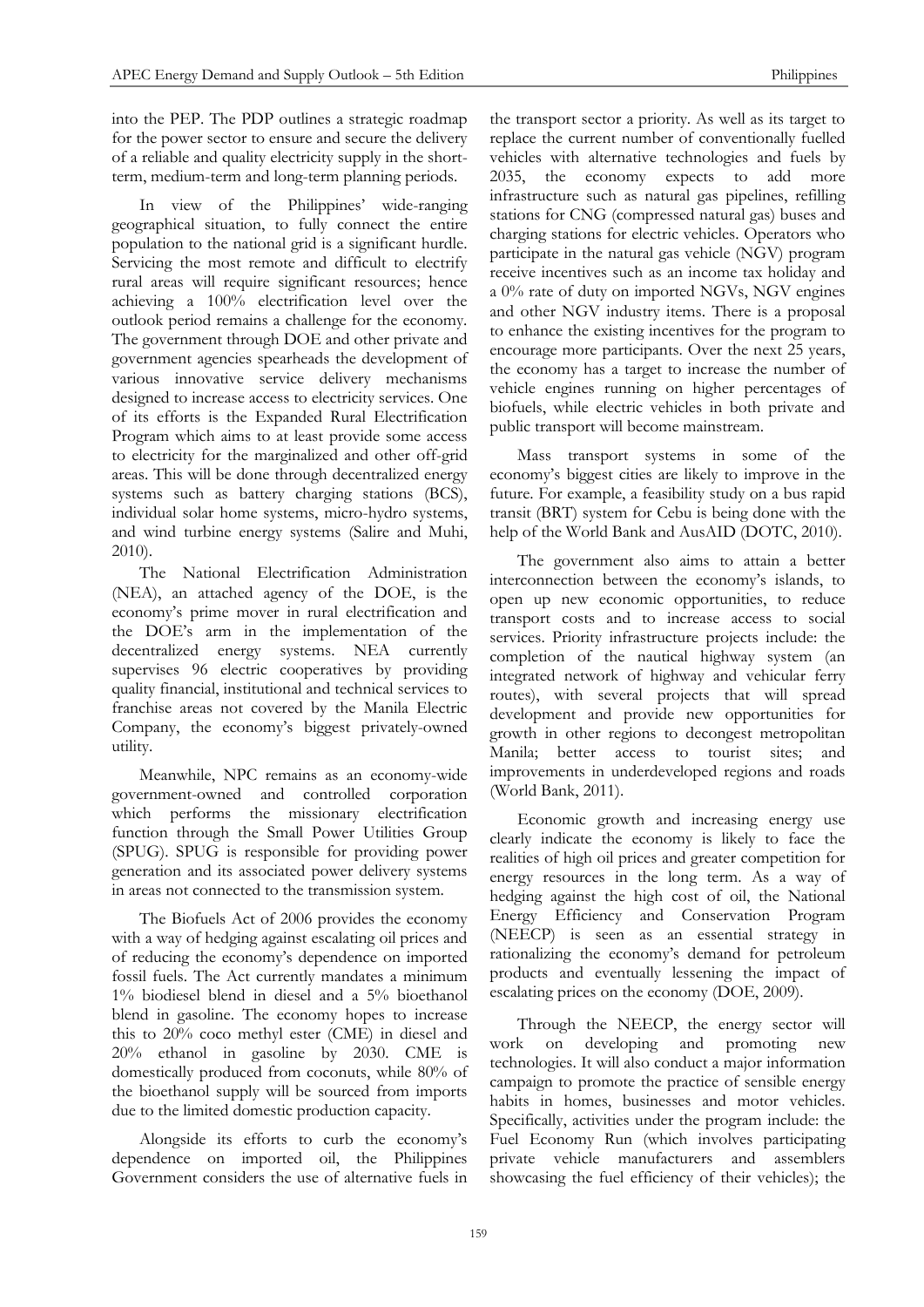into the PEP. The PDP outlines a strategic roadmap for the power sector to ensure and secure the delivery of a reliable and quality electricity supply in the short-term, medium-term and long-term planning periods.

In view of the Philippines' wide-ranging geographical situation, to fully connect the entire population to the national grid is a significant hurdle. Servicing the most remote and difficult to electrify rural areas will require significant resources; hence achieving a 100% electrification level over the outlook period remains a challenge for the economy. The government through DOE and other private and government agencies spearheads the development of various innovative service delivery mechanisms designed to increase access to electricity services. One of its efforts is the Expanded Rural Electrification Program which aims to at least provide some access to electricity for the marginalized and other off-grid areas. This will be done through decentralized energy systems such as battery charging stations (BCS), individual solar home systems, micro-hydro systems, and wind turbine energy systems (Salire and Muhi, 2010).

The National Electrification Administration (NEA), an attached agency of the DOE, is the economy's prime mover in rural electrification and the DOE's arm in the implementation of the decentralized energy systems. NEA currently supervises 96 electric cooperatives by providing quality financial, institutional and technical services to franchise areas not covered by the Manila Electric Company, the economy's biggest privately-owned utility.

Meanwhile, NPC remains as an economy-wide government-owned and controlled corporation which performs the missionary electrification function through the Small Power Utilities Group (SPUG). SPUG is responsible for providing power generation and its associated power delivery systems in areas not connected to the transmission system.

The Biofuels Act of 2006 provides the economy with a way of hedging against escalating oil prices and of reducing the economy's dependence on imported fossil fuels. The Act currently mandates a minimum 1% biodiesel blend in diesel and a 5% bioethanol blend in gasoline. The economy hopes to increase this to 20% coco methyl ester (CME) in diesel and 20% ethanol in gasoline by 2030. CME is domestically produced from coconuts, while 80% of the bioethanol supply will be sourced from imports due to the limited domestic production capacity.

Alongside its efforts to curb the economy's dependence on imported oil, the Philippines Government considers the use of alternative fuels in the transport sector a priority. As well as its target to replace the current number of conventionally fuelled vehicles with alternative technologies and fuels by 2035, the economy expects to add more infrastructure such as natural gas pipelines, refilling stations for CNG (compressed natural gas) buses and charging stations for electric vehicles. Operators who participate in the natural gas vehicle (NGV) program receive incentives such as an income tax holiday and a 0% rate of duty on imported NGVs, NGV engines and other NGV industry items. There is a proposal to enhance the existing incentives for the program to encourage more participants. Over the next 25 years, the economy has a target to increase the number of vehicle engines running on higher percentages of biofuels, while electric vehicles in both private and public transport will become mainstream.

Mass transport systems in some of the economy's biggest cities are likely to improve in the future. For example, a feasibility study on a bus rapid transit (BRT) system for Cebu is being done with the help of the World Bank and AusAID (DOTC, 2010).

The government also aims to attain a better interconnection between the economy's islands, to open up new economic opportunities, to reduce transport costs and to increase access to social services. Priority infrastructure projects include: the completion of the nautical highway system (an integrated network of highway and vehicular ferry routes), with several projects that will spread development and provide new opportunities for growth in other regions to decongest metropolitan Manila; better access to tourist sites; and improvements in underdeveloped regions and roads (World Bank, 2011).

Economic growth and increasing energy use clearly indicate the economy is likely to face the realities of high oil prices and greater competition for energy resources in the long term. As a way of hedging against the high cost of oil, the National Energy Efficiency and Conservation Program (NEECP) is seen as an essential strategy in rationalizing the economy's demand for petroleum products and eventually lessening the impact of escalating prices on the economy (DOE, 2009).

Through the NEECP, the energy sector will work on developing and promoting new technologies. It will also conduct a major information campaign to promote the practice of sensible energy habits in homes, businesses and motor vehicles. Specifically, activities under the program include: the Fuel Economy Run (which involves participating private vehicle manufacturers and assemblers showcasing the fuel efficiency of their vehicles); the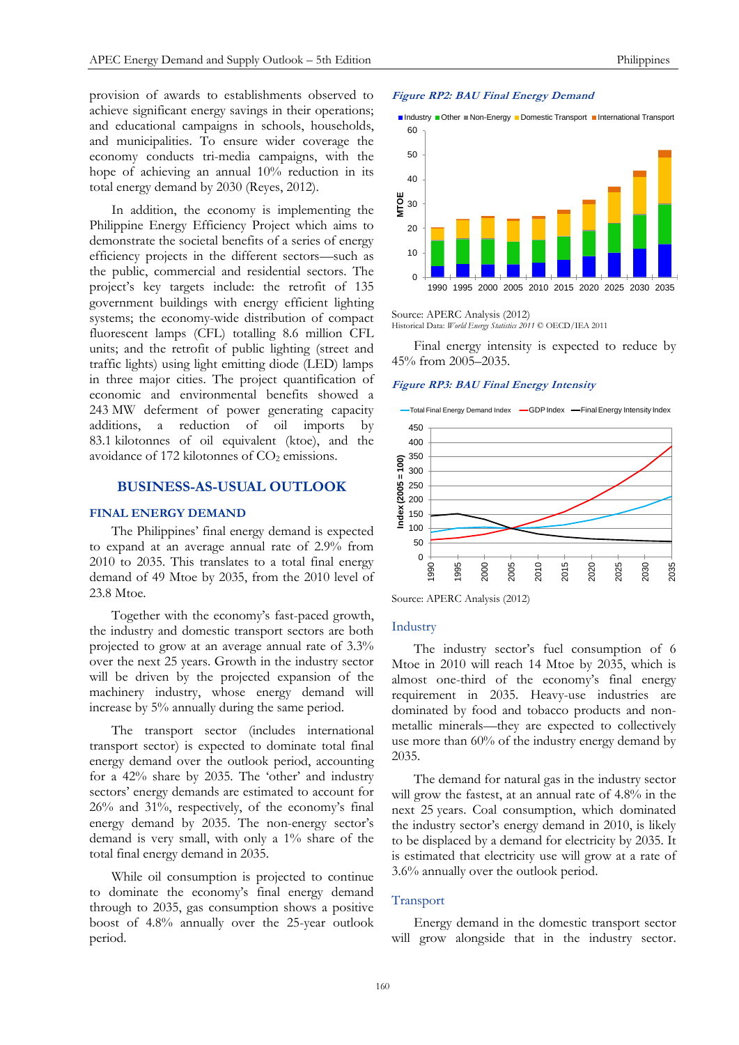provision of awards to establishments observed to achieve significant energy savings in their operations; and educational campaigns in schools, households, and municipalities. To ensure wider coverage the economy conducts tri-media campaigns, with the hope of achieving an annual 10% reduction in its total energy demand by 2030 (Reyes, 2012).

In addition, the economy is implementing the Philippine Energy Efficiency Project which aims to demonstrate the societal benefits of a series of energy efficiency projects in the different sectors—such as the public, commercial and residential sectors. The project's key targets include: the retrofit of 135 government buildings with energy efficient lighting systems; the economy-wide distribution of compact fluorescent lamps (CFL) totalling 8.6 million CFL units; and the retrofit of public lighting (street and traffic lights) using light emitting diode (LED) lamps in three major cities. The project quantification of economic and environmental benefits showed a 243 MW deferment of power generating capacity additions, a reduction of oil imports by 83.1 kilotonnes of oil equivalent (ktoe), and the avoidance of 172 kilotonnes of $CO_2$ emissions.

## BUSINESS-AS-USUAL OUTLOOK

### FINAL ENERGY DEMAND

The Philippines' final energy demand is expected to expand at an average annual rate of 2.9% from 2010 to 2035. This translates to a total final energy demand of 49 Mtoe by 2035, from the 2010 level of 23.8 Mtoe.

Together with the economy's fast-paced growth, the industry and domestic transport sectors are both projected to grow at an average annual rate of 3.3% over the next 25 years. Growth in the industry sector will be driven by the projected expansion of the machinery industry, whose energy demand will increase by 5% annually during the same period.

The transport sector (includes international transport sector) is expected to dominate total final energy demand over the outlook period, accounting for a 42% share by 2035. The 'other' and industry sectors' energy demands are estimated to account for 26% and 31%, respectively, of the economy's final energy demand by 2035. The non-energy sector's demand is very small, with only a 1% share of the total final energy demand in 2035.

While oil consumption is projected to continue to dominate the economy's final energy demand through to 2035, gas consumption shows a positive boost of 4.8% annually over the 25-year outlook period.

*Figure RP2: BAU Final Energy Demand*

Source: APERC Analysis (2012)
Historical Data: *World Energy Statistics 2011* © OECD/IEA 2011

Final energy intensity is expected to reduce by 45% from 2005–2035.

*Figure RP3: BAU Final Energy Intensity*

Source: APERC Analysis (2012)

### Industry

The industry sector's fuel consumption of 6 Mtoe in 2010 will reach 14 Mtoe by 2035, which is almost one-third of the economy's final energy requirement in 2035. Heavy-use industries are dominated by food and tobacco products and non-metallic minerals—they are expected to collectively use more than 60% of the industry energy demand by 2035.

The demand for natural gas in the industry sector will grow the fastest, at an annual rate of 4.8% in the next 25 years. Coal consumption, which dominated the industry sector's energy demand in 2010, is likely to be displaced by a demand for electricity by 2035. It is estimated that electricity use will grow at a rate of 3.6% annually over the outlook period.

### Transport

Energy demand in the domestic transport sector will grow alongside that in the industry sector.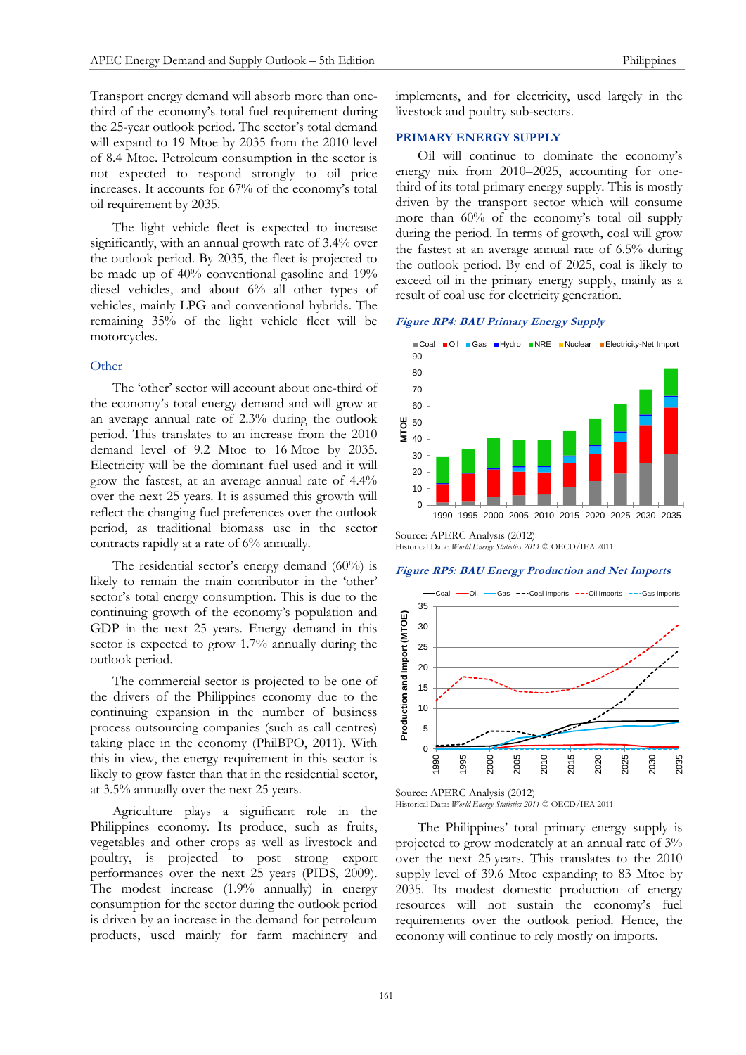Transport energy demand will absorb more than one-third of the economy's total fuel requirement during the 25-year outlook period. The sector's total demand will expand to 19 Mtoe by 2035 from the 2010 level of 8.4 Mtoe. Petroleum consumption in the sector is not expected to respond strongly to oil price increases. It accounts for 67% of the economy's total oil requirement by 2035.

The light vehicle fleet is expected to increase significantly, with an annual growth rate of 3.4% over the outlook period. By 2035, the fleet is projected to be made up of 40% conventional gasoline and 19% diesel vehicles, and about 6% all other types of vehicles, mainly LPG and conventional hybrids. The remaining 35% of the light vehicle fleet will be motorcycles.

### Other

The 'other' sector will account about one-third of the economy's total energy demand and will grow at an average annual rate of 2.3% during the outlook period. This translates to an increase from the 2010 demand level of 9.2 Mtoe to 16 Mtoe by 2035. Electricity will be the dominant fuel used and it will grow the fastest, at an average annual rate of 4.4% over the next 25 years. It is assumed this growth will reflect the changing fuel preferences over the outlook period, as traditional biomass use in the sector contracts rapidly at a rate of 6% annually.

The residential sector's energy demand (60%) is likely to remain the main contributor in the 'other' sector's total energy consumption. This is due to the continuing growth of the economy's population and GDP in the next 25 years. Energy demand in this sector is expected to grow 1.7% annually during the outlook period.

The commercial sector is projected to be one of the drivers of the Philippines economy due to the continuing expansion in the number of business process outsourcing companies (such as call centres) taking place in the economy (PhilBPO, 2011). With this in view, the energy requirement in this sector is likely to grow faster than that in the residential sector, at 3.5% annually over the next 25 years.

Agriculture plays a significant role in the Philippines economy. Its produce, such as fruits, vegetables and other crops as well as livestock and poultry, is projected to post strong export performances over the next 25 years (PIDS, 2009). The modest increase (1.9% annually) in energy consumption for the sector during the outlook period is driven by an increase in the demand for petroleum products, used mainly for farm machinery and implements, and for electricity, used largely in the livestock and poultry sub-sectors.

## PRIMARY ENERGY SUPPLY

Oil will continue to dominate the economy's energy mix from 2010–2025, accounting for one-third of its total primary energy supply. This is mostly driven by the transport sector which will consume more than 60% of the economy's total oil supply during the period. In terms of growth, coal will grow the fastest at an average annual rate of 6.5% during the outlook period. By end of 2025, coal is likely to exceed oil in the primary energy supply, mainly as a result of coal use for electricity generation.

***Figure RP4: BAU Primary Energy Supply***

Source: APERC Analysis (2012)
Historical Data: *World Energy Statistics 2011* © OECD/IEA 2011

***Figure RP5: BAU Energy Production and Net Imports***

Source: APERC Analysis (2012)
Historical Data: *World Energy Statistics 2011* © OECD/IEA 2011

The Philippines' total primary energy supply is projected to grow moderately at an annual rate of 3% over the next 25 years. This translates to the 2010 supply level of 39.6 Mtoe expanding to 83 Mtoe by 2035. Its modest domestic production of energy resources will not sustain the economy's fuel requirements over the outlook period. Hence, the economy will continue to rely mostly on imports.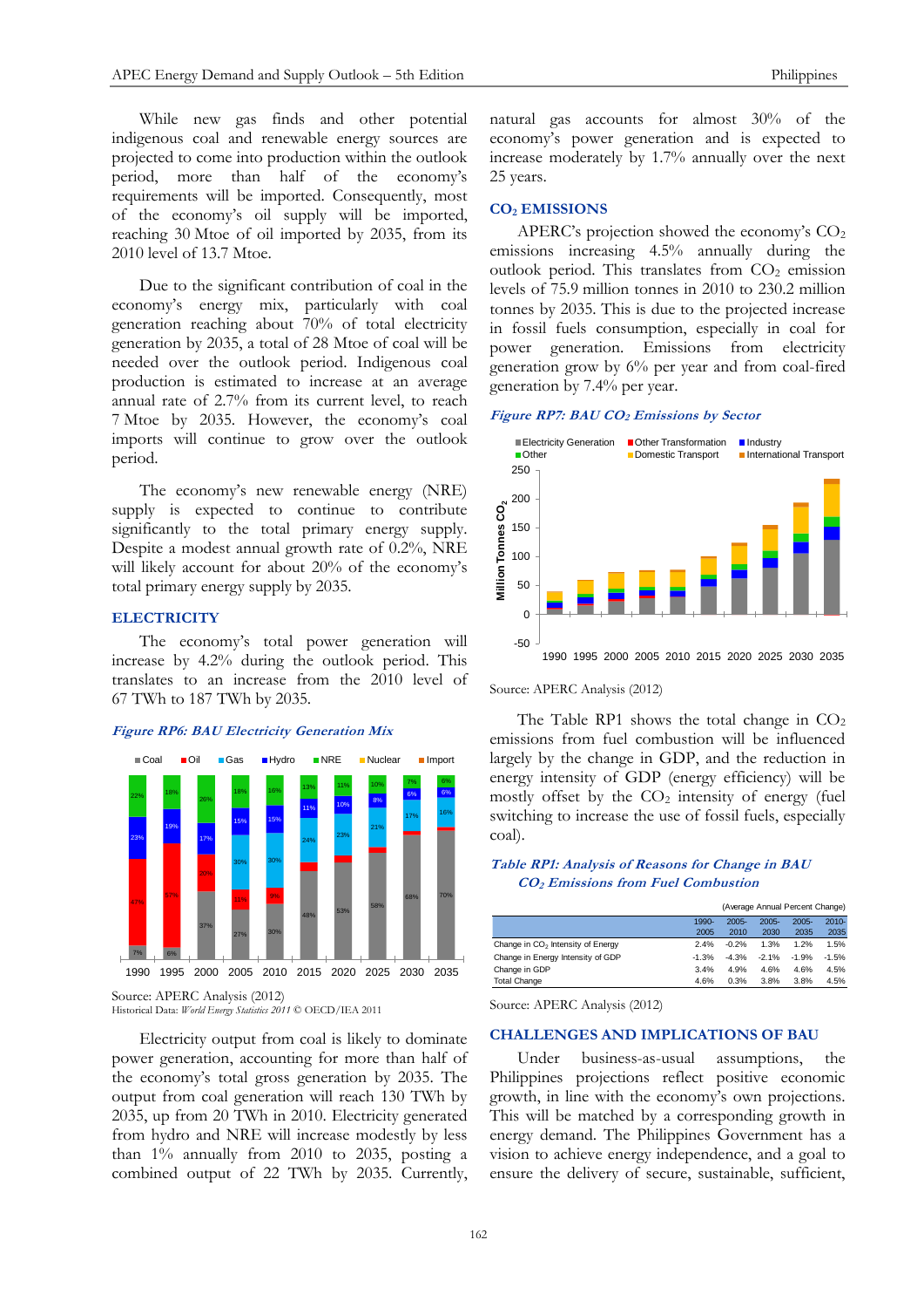While new gas finds and other potential indigenous coal and renewable energy sources are projected to come into production within the outlook period, more than half of the economy's requirements will be imported. Consequently, most of the economy's oil supply will be imported, reaching 30 Mtoe of oil imported by 2035, from its 2010 level of 13.7 Mtoe.

Due to the significant contribution of coal in the economy's energy mix, particularly with coal generation reaching about 70% of total electricity generation by 2035, a total of 28 Mtoe of coal will be needed over the outlook period. Indigenous coal production is estimated to increase at an average annual rate of 2.7% from its current level, to reach 7 Mtoe by 2035. However, the economy's coal imports will continue to grow over the outlook period.

The economy's new renewable energy (NRE) supply is expected to continue to contribute significantly to the total primary energy supply. Despite a modest annual growth rate of 0.2%, NRE will likely account for about 20% of the economy's total primary energy supply by 2035.

## ELECTRICITY

The economy's total power generation will increase by 4.2% during the outlook period. This translates to an increase from the 2010 level of 67 TWh to 187 TWh by 2035.

*Figure RP6: BAU Electricity Generation Mix*

Source: APERC Analysis (2012)
Historical Data: *World Energy Statistics 2011* © OECD/IEA 2011

Electricity output from coal is likely to dominate power generation, accounting for more than half of the economy's total gross generation by 2035. The output from coal generation will reach 130 TWh by 2035, up from 20 TWh in 2010. Electricity generated from hydro and NRE will increase modestly by less than 1% annually from 2010 to 2035, posting a combined output of 22 TWh by 2035. Currently, natural gas accounts for almost 30% of the economy's power generation and is expected to increase moderately by 1.7% annually over the next 25 years.

## $CO_2$ EMISSIONS

APERC's projection showed the economy's $CO_2$ emissions increasing 4.5% annually during the outlook period. This translates from $CO_2$ emission levels of 75.9 million tonnes in 2010 to 230.2 million tonnes by 2035. This is due to the projected increase in fossil fuels consumption, especially in coal for power generation. Emissions from electricity generation grow by 6% per year and from coal-fired generation by 7.4% per year.

*Figure RP7: BAU $CO_2$ Emissions by Sector*

Source: APERC Analysis (2012)

The Table RP1 shows the total change in $CO_2$ emissions from fuel combustion will be influenced largely by the change in GDP, and the reduction in energy intensity of GDP (energy efficiency) will be mostly offset by the $CO_2$ intensity of energy (fuel switching to increase the use of fossil fuels, especially coal).

*Table RP1: Analysis of Reasons for Change in BAU $CO_2$ Emissions from Fuel Combustion*

(Average Annual Percent Change)

| | 1990-2005 | 2005-2010 | 2005-2030 | 2005-2035 | 2010-2035 |
|---|---|---|---|---|---|
| Change in $CO_2$ Intensity of Energy | 2.4% | -0.2% | 1.3% | 1.2% | 1.5% |
| Change in Energy Intensity of GDP | -1.3% | -4.3% | -2.1% | -1.9% | -1.5% |
| Change in GDP | 3.4% | 4.9% | 4.6% | 4.6% | 4.5% |
| Total Change | 4.6% | 0.3% | 3.8% | 3.8% | 4.5% |

Source: APERC Analysis (2012)

## CHALLENGES AND IMPLICATIONS OF BAU

Under business-as-usual assumptions, the Philippines projections reflect positive economic growth, in line with the economy's own projections. This will be matched by a corresponding growth in energy demand. The Philippines Government has a vision to achieve energy independence, and a goal to ensure the delivery of secure, sustainable, sufficient,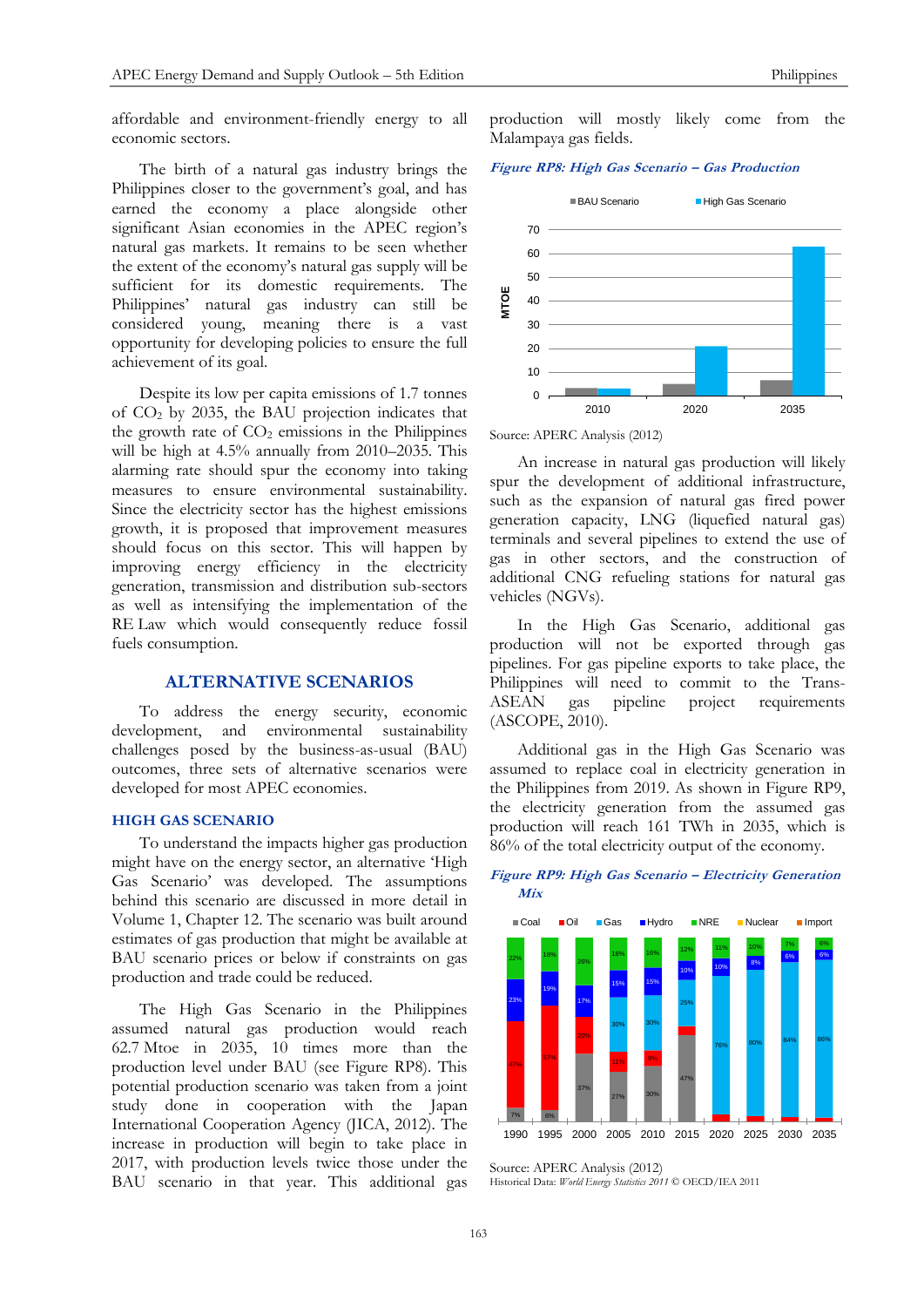affordable and environment-friendly energy to all economic sectors.

The birth of a natural gas industry brings the Philippines closer to the government's goal, and has earned the economy a place alongside other significant Asian economies in the APEC region's natural gas markets. It remains to be seen whether the extent of the economy's natural gas supply will be sufficient for its domestic requirements. The Philippines' natural gas industry can still be considered young, meaning there is a vast opportunity for developing policies to ensure the full achievement of its goal.

Despite its low per capita emissions of 1.7 tonnes of $CO_2$ by 2035, the BAU projection indicates that the growth rate of $CO_2$ emissions in the Philippines will be high at 4.5% annually from 2010–2035. This alarming rate should spur the economy into taking measures to ensure environmental sustainability. Since the electricity sector has the highest emissions growth, it is proposed that improvement measures should focus on this sector. This will happen by improving energy efficiency in the electricity generation, transmission and distribution sub-sectors as well as intensifying the implementation of the RE Law which would consequently reduce fossil fuels consumption.

## ALTERNATIVE SCENARIOS

To address the energy security, economic development, and environmental sustainability challenges posed by the business-as-usual (BAU) outcomes, three sets of alternative scenarios were developed for most APEC economies.

### HIGH GAS SCENARIO

To understand the impacts higher gas production might have on the energy sector, an alternative 'High Gas Scenario' was developed. The assumptions behind this scenario are discussed in more detail in Volume 1, Chapter 12. The scenario was built around estimates of gas production that might be available at BAU scenario prices or below if constraints on gas production and trade could be reduced.

The High Gas Scenario in the Philippines assumed natural gas production would reach 62.7 Mtoe in 2035, 10 times more than the production level under BAU (see Figure RP8). This potential production scenario was taken from a joint study done in cooperation with the Japan International Cooperation Agency (JICA, 2012). The increase in production will begin to take place in 2017, with production levels twice those under the BAU scenario in that year. This additional gas production will mostly likely come from the Malampaya gas fields.

*Figure RP8: High Gas Scenario – Gas Production*

Source: APERC Analysis (2012)

An increase in natural gas production will likely spur the development of additional infrastructure, such as the expansion of natural gas fired power generation capacity, LNG (liquefied natural gas) terminals and several pipelines to extend the use of gas in other sectors, and the construction of additional CNG refueling stations for natural gas vehicles (NGVs).

In the High Gas Scenario, additional gas production will not be exported through gas pipelines. For gas pipeline exports to take place, the Philippines will need to commit to the Trans-ASEAN gas pipeline project requirements (ASCOPE, 2010).

Additional gas in the High Gas Scenario was assumed to replace coal in electricity generation in the Philippines from 2019. As shown in Figure RP9, the electricity generation from the assumed gas production will reach 161 TWh in 2035, which is 86% of the total electricity output of the economy.

*Figure RP9: High Gas Scenario – Electricity Generation Mix*

Source: APERC Analysis (2012)
Historical Data: *World Energy Statistics 2011* © OECD/IEA 2011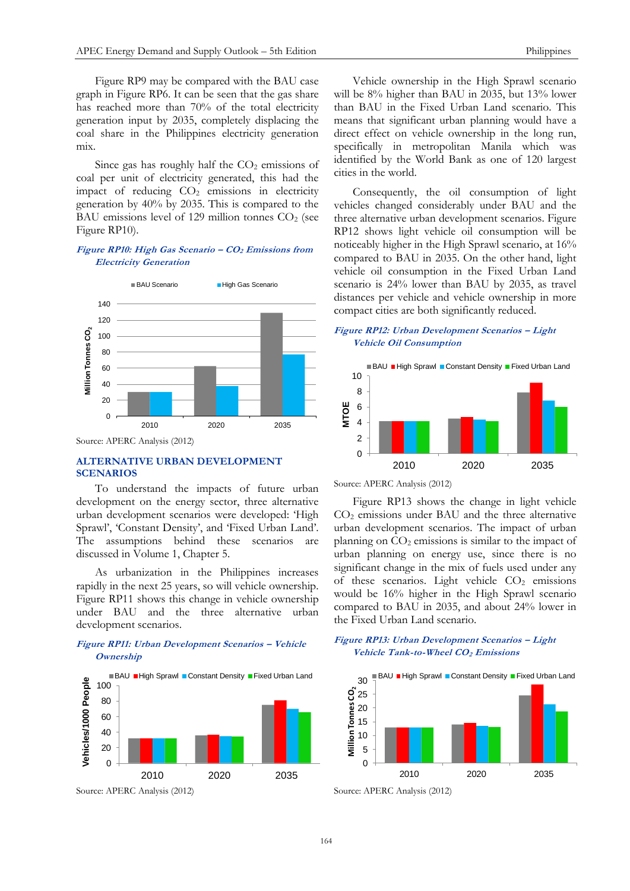Figure RP9 may be compared with the BAU case graph in Figure RP6. It can be seen that the gas share has reached more than 70% of the total electricity generation input by 2035, completely displacing the coal share in the Philippines electricity generation mix.

Since gas has roughly half the $CO_2$ emissions of coal per unit of electricity generated, this had the impact of reducing $CO_2$ emissions in electricity generation by 40% by 2035. This is compared to the BAU emissions level of 129 million tonnes $CO_2$ (see Figure RP10).

*Figure RP10: High Gas Scenario – $CO_2$ Emissions from Electricity Generation*

Source: APERC Analysis (2012)

## ALTERNATIVE URBAN DEVELOPMENT SCENARIOS

To understand the impacts of future urban development on the energy sector, three alternative urban development scenarios were developed: 'High Sprawl', 'Constant Density', and 'Fixed Urban Land'. The assumptions behind these scenarios are discussed in Volume 1, Chapter 5.

As urbanization in the Philippines increases rapidly in the next 25 years, so will vehicle ownership. Figure RP11 shows this change in vehicle ownership under BAU and the three alternative urban development scenarios.

*Figure RP11: Urban Development Scenarios – Vehicle Ownership*

Source: APERC Analysis (2012)

Vehicle ownership in the High Sprawl scenario will be 8% higher than BAU in 2035, but 13% lower than BAU in the Fixed Urban Land scenario. This means that significant urban planning would have a direct effect on vehicle ownership in the long run, specifically in metropolitan Manila which was identified by the World Bank as one of 120 largest cities in the world.

Consequently, the oil consumption of light vehicles changed considerably under BAU and the three alternative urban development scenarios. Figure RP12 shows light vehicle oil consumption will be noticeably higher in the High Sprawl scenario, at 16% compared to BAU in 2035. On the other hand, light vehicle oil consumption in the Fixed Urban Land scenario is 24% lower than BAU by 2035, as travel distances per vehicle and vehicle ownership in more compact cities are both significantly reduced.

*Figure RP12: Urban Development Scenarios – Light Vehicle Oil Consumption*

Source: APERC Analysis (2012)

Figure RP13 shows the change in light vehicle $CO_2$ emissions under BAU and the three alternative urban development scenarios. The impact of urban planning on $CO_2$ emissions is similar to the impact of urban planning on energy use, since there is no significant change in the mix of fuels used under any of these scenarios. Light vehicle $CO_2$ emissions would be 16% higher in the High Sprawl scenario compared to BAU in 2035, and about 24% lower in the Fixed Urban Land scenario.

*Figure RP13: Urban Development Scenarios – Light Vehicle Tank-to-Wheel $CO_2$ Emissions*

Source: APERC Analysis (2012)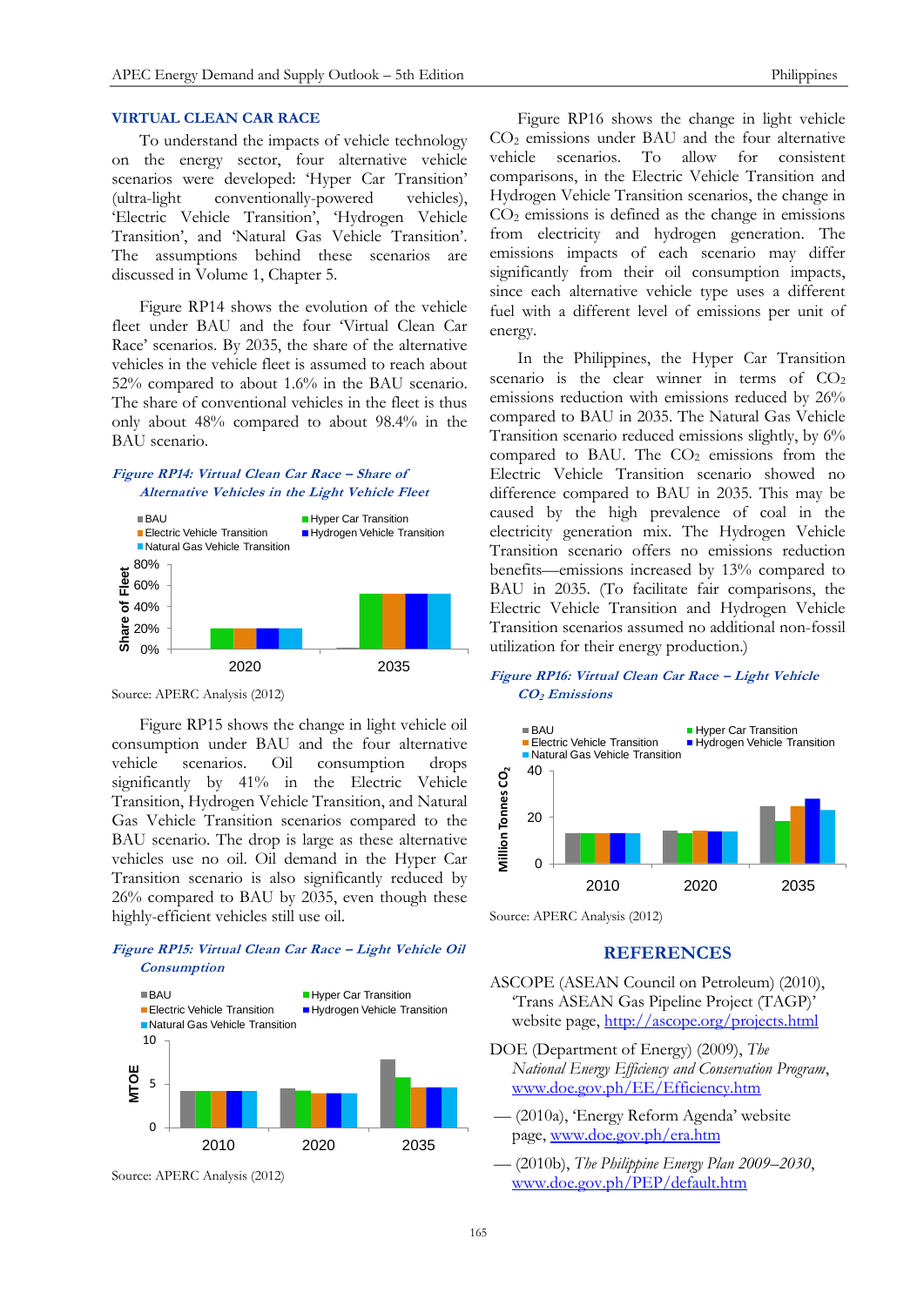## VIRTUAL CLEAN CAR RACE

To understand the impacts of vehicle technology on the energy sector, four alternative vehicle scenarios were developed: 'Hyper Car Transition' (ultra-light conventionally-powered vehicles), 'Electric Vehicle Transition', 'Hydrogen Vehicle Transition', and 'Natural Gas Vehicle Transition'. The assumptions behind these scenarios are discussed in Volume 1, Chapter 5.

Figure RP14 shows the evolution of the vehicle fleet under BAU and the four 'Virtual Clean Car Race' scenarios. By 2035, the share of the alternative vehicles in the vehicle fleet is assumed to reach about 52% compared to about 1.6% in the BAU scenario. The share of conventional vehicles in the fleet is thus only about 48% compared to about 98.4% in the BAU scenario.

*Figure RP14: Virtual Clean Car Race – Share of Alternative Vehicles in the Light Vehicle Fleet*

Source: APERC Analysis (2012)

Figure RP15 shows the change in light vehicle oil consumption under BAU and the four alternative vehicle scenarios. Oil consumption drops significantly by 41% in the Electric Vehicle Transition, Hydrogen Vehicle Transition, and Natural Gas Vehicle Transition scenarios compared to the BAU scenario. The drop is large as these alternative vehicles use no oil. Oil demand in the Hyper Car Transition scenario is also significantly reduced by 26% compared to BAU by 2035, even though these highly-efficient vehicles still use oil.

*Figure RP15: Virtual Clean Car Race – Light Vehicle Oil Consumption*

Source: APERC Analysis (2012)

Figure RP16 shows the change in light vehicle $CO_2$ emissions under BAU and the four alternative vehicle scenarios. To allow for consistent comparisons, in the Electric Vehicle Transition and Hydrogen Vehicle Transition scenarios, the change in $CO_2$ emissions is defined as the change in emissions from electricity and hydrogen generation. The emissions impacts of each scenario may differ significantly from their oil consumption impacts, since each alternative vehicle type uses a different fuel with a different level of emissions per unit of energy.

In the Philippines, the Hyper Car Transition scenario is the clear winner in terms of $CO_2$ emissions reduction with emissions reduced by 26% compared to BAU in 2035. The Natural Gas Vehicle Transition scenario reduced emissions slightly, by 6% compared to BAU. The $CO_2$ emissions from the Electric Vehicle Transition scenario showed no difference compared to BAU in 2035. This may be caused by the high prevalence of coal in the electricity generation mix. The Hydrogen Vehicle Transition scenario offers no emissions reduction benefits—emissions increased by 13% compared to BAU in 2035. (To facilitate fair comparisons, the Electric Vehicle Transition and Hydrogen Vehicle Transition scenarios assumed no additional non-fossil utilization for their energy production.)

*Figure RP16: Virtual Clean Car Race – Light Vehicle $CO_2$ Emissions*

Source: APERC Analysis (2012)

## REFERENCES

ASCOPE (ASEAN Council on Petroleum) (2010), 'Trans ASEAN Gas Pipeline Project (TAGP)' website page, http://ascope.org/projects.html

DOE (Department of Energy) (2009), *The National Energy Efficiency and Conservation Program*, www.doe.gov.ph/EE/Efficiency.htm

— (2010a), 'Energy Reform Agenda' website page, www.doe.gov.ph/era.htm

— (2010b), *The Philippine Energy Plan 2009–2030*, www.doe.gov.ph/PEP/default.htm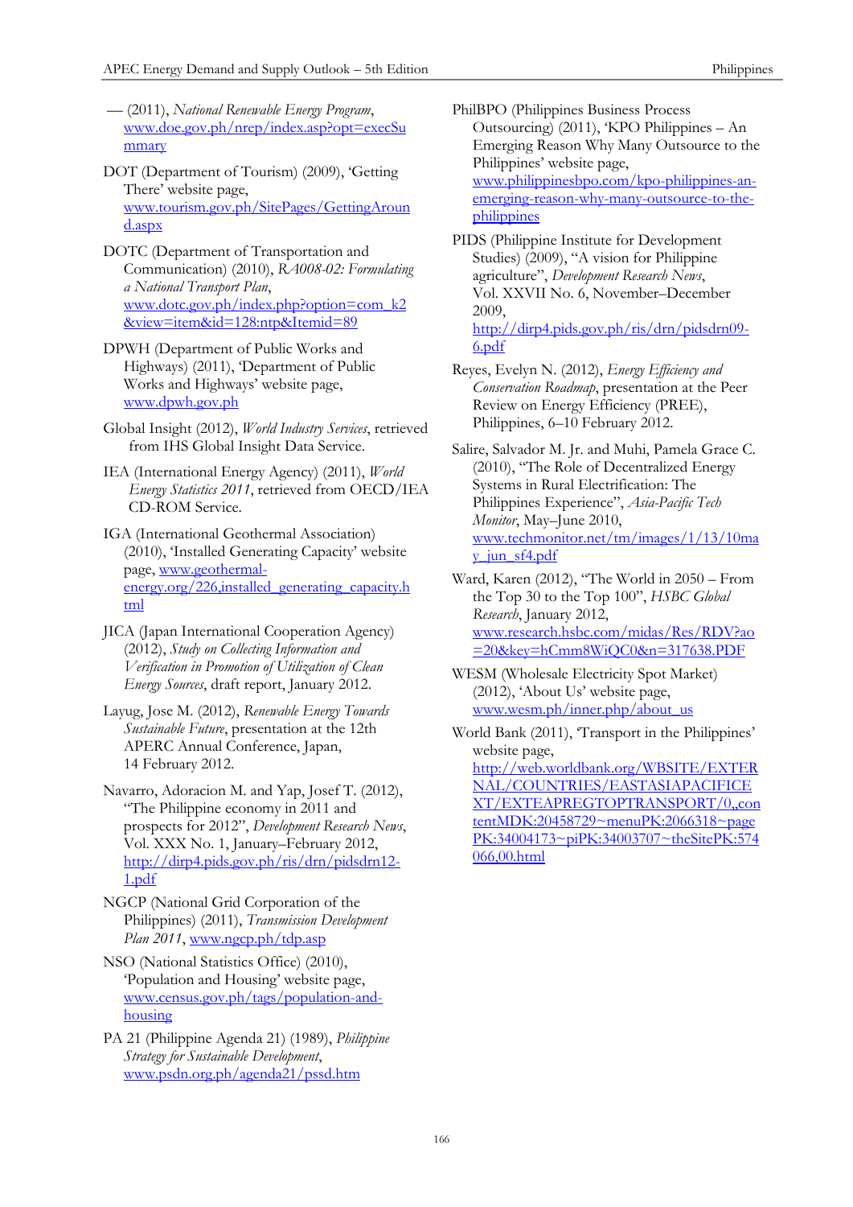— (2011), *National Renewable Energy Program*, www.doe.gov.ph/nrep/index.asp?opt=execSummary

DOT (Department of Tourism) (2009), 'Getting There' website page, www.tourism.gov.ph/SitePages/GettingAround.aspx

DOTC (Department of Transportation and Communication) (2010), *RA008-02: Formulating a National Transport Plan*, www.dotc.gov.ph/index.php?option=com_k2&view=item&id=128:ntp&Itemid=89

DPWH (Department of Public Works and Highways) (2011), 'Department of Public Works and Highways' website page, www.dpwh.gov.ph

Global Insight (2012), *World Industry Services*, retrieved from IHS Global Insight Data Service.

IEA (International Energy Agency) (2011), *World Energy Statistics 2011*, retrieved from OECD/IEA CD-ROM Service.

IGA (International Geothermal Association) (2010), 'Installed Generating Capacity' website page, www.geothermal-energy.org/226,installed_generating_capacity.html

JICA (Japan International Cooperation Agency) (2012), *Study on Collecting Information and Verification in Promotion of Utilization of Clean Energy Sources*, draft report, January 2012.

Layug, Jose M. (2012), *Renewable Energy Towards Sustainable Future*, presentation at the 12th APERC Annual Conference, Japan, 14 February 2012.

Navarro, Adoracion M. and Yap, Josef T. (2012), "The Philippine economy in 2011 and prospects for 2012", *Development Research News*, Vol. XXX No. 1, January–February 2012, http://dirp4.pids.gov.ph/ris/drn/pidsdrn12-1.pdf

NGCP (National Grid Corporation of the Philippines) (2011), *Transmission Development Plan 2011*, www.ngcp.ph/tdp.asp

NSO (National Statistics Office) (2010), 'Population and Housing' website page, www.census.gov.ph/tags/population-and-housing

PA 21 (Philippine Agenda 21) (1989), *Philippine Strategy for Sustainable Development*, www.psdn.org.ph/agenda21/pssd.htm

PhilBPO (Philippines Business Process Outsourcing) (2011), 'KPO Philippines – An Emerging Reason Why Many Outsource to the Philippines' website page, www.philippinesbpo.com/kpo-philippines-an-emerging-reason-why-many-outsource-to-the-philippines

PIDS (Philippine Institute for Development Studies) (2009), "A vision for Philippine agriculture", *Development Research News*, Vol. XXVII No. 6, November–December 2009, http://dirp4.pids.gov.ph/ris/drn/pidsdrn09-6.pdf

Reyes, Evelyn N. (2012), *Energy Efficiency and Conservation Roadmap*, presentation at the Peer Review on Energy Efficiency (PREE), Philippines, 6–10 February 2012.

Salire, Salvador M. Jr. and Muhi, Pamela Grace C. (2010), "The Role of Decentralized Energy Systems in Rural Electrification: The Philippines Experience", *Asia-Pacific Tech Monitor*, May–June 2010, www.techmonitor.net/tm/images/1/13/10may_jun_sf4.pdf

Ward, Karen (2012), "The World in 2050 – From the Top 30 to the Top 100", *HSBC Global Research*, January 2012, www.research.hsbc.com/midas/Res/RDV?ao=20&key=hCmm8WiQC0&n=317638.PDF

WESM (Wholesale Electricity Spot Market) (2012), 'About Us' website page, www.wesm.ph/inner.php/about_us

World Bank (2011), 'Transport in the Philippines' website page, http://web.worldbank.org/WBSITE/EXTERNAL/COUNTRIES/EASTASIAPACIFICEXT/EXTEAPREGTOPTRANSPORT/0,,contentMDK:20458729~menuPK:2066318~pagePK:34004173~piPK:34003707~theSitePK:574066,00.html